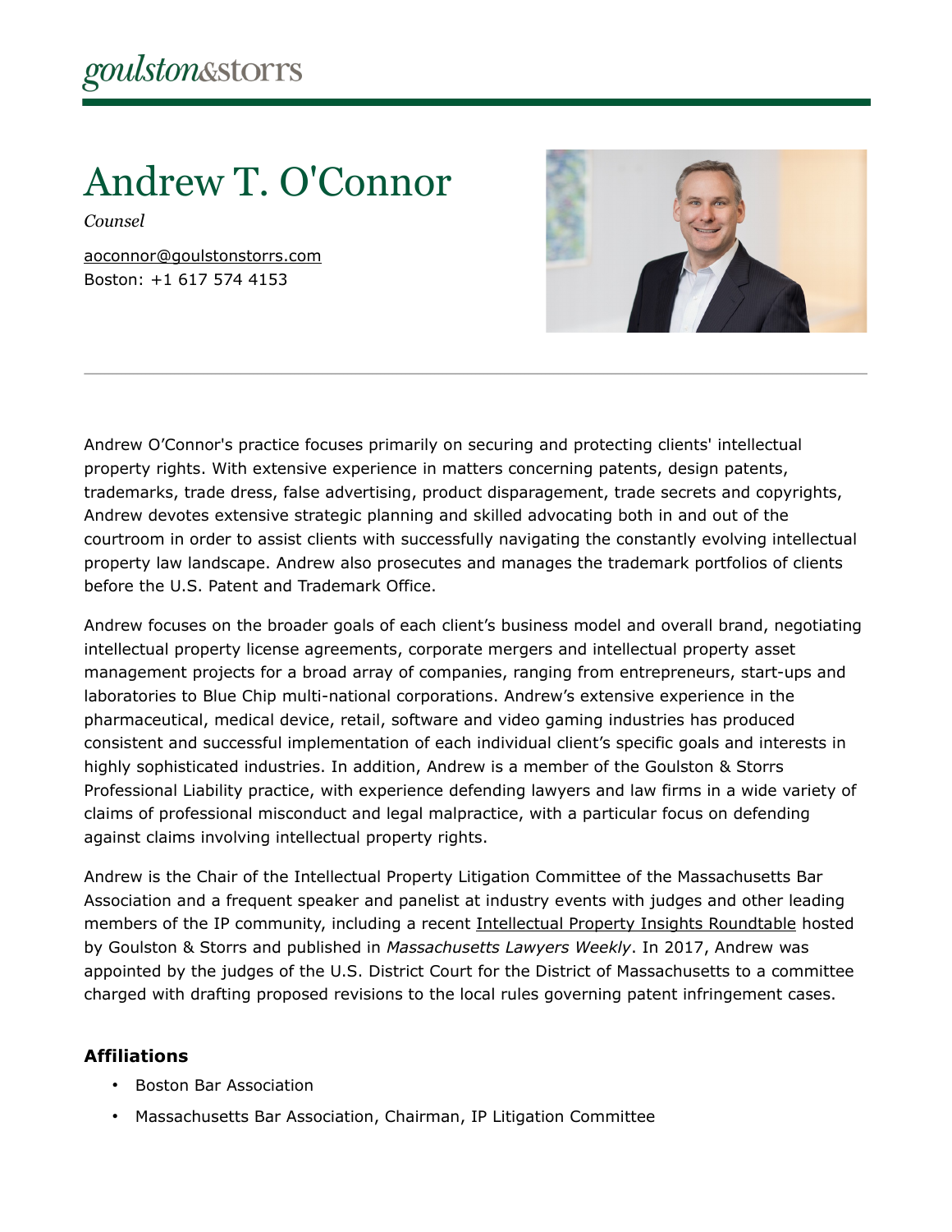# Andrew T. O'Connor

*Counsel*

aoconnor@goulstonstorrs.com
Boston: +1 617 574 4153

Andrew O'Connor's practice focuses primarily on securing and protecting clients' intellectual property rights. With extensive experience in matters concerning patents, design patents, trademarks, trade dress, false advertising, product disparagement, trade secrets and copyrights, Andrew devotes extensive strategic planning and skilled advocating both in and out of the courtroom in order to assist clients with successfully navigating the constantly evolving intellectual property law landscape. Andrew also prosecutes and manages the trademark portfolios of clients before the U.S. Patent and Trademark Office.

Andrew focuses on the broader goals of each client's business model and overall brand, negotiating intellectual property license agreements, corporate mergers and intellectual property asset management projects for a broad array of companies, ranging from entrepreneurs, start-ups and laboratories to Blue Chip multi-national corporations. Andrew's extensive experience in the pharmaceutical, medical device, retail, software and video gaming industries has produced consistent and successful implementation of each individual client's specific goals and interests in highly sophisticated industries. In addition, Andrew is a member of the Goulston & Storrs Professional Liability practice, with experience defending lawyers and law firms in a wide variety of claims of professional misconduct and legal malpractice, with a particular focus on defending against claims involving intellectual property rights.

Andrew is the Chair of the Intellectual Property Litigation Committee of the Massachusetts Bar Association and a frequent speaker and panelist at industry events with judges and other leading members of the IP community, including a recent Intellectual Property Insights Roundtable hosted by Goulston & Storrs and published in *Massachusetts Lawyers Weekly*. In 2017, Andrew was appointed by the judges of the U.S. District Court for the District of Massachusetts to a committee charged with drafting proposed revisions to the local rules governing patent infringement cases.

### Affiliations

- Boston Bar Association
- Massachusetts Bar Association, Chairman, IP Litigation Committee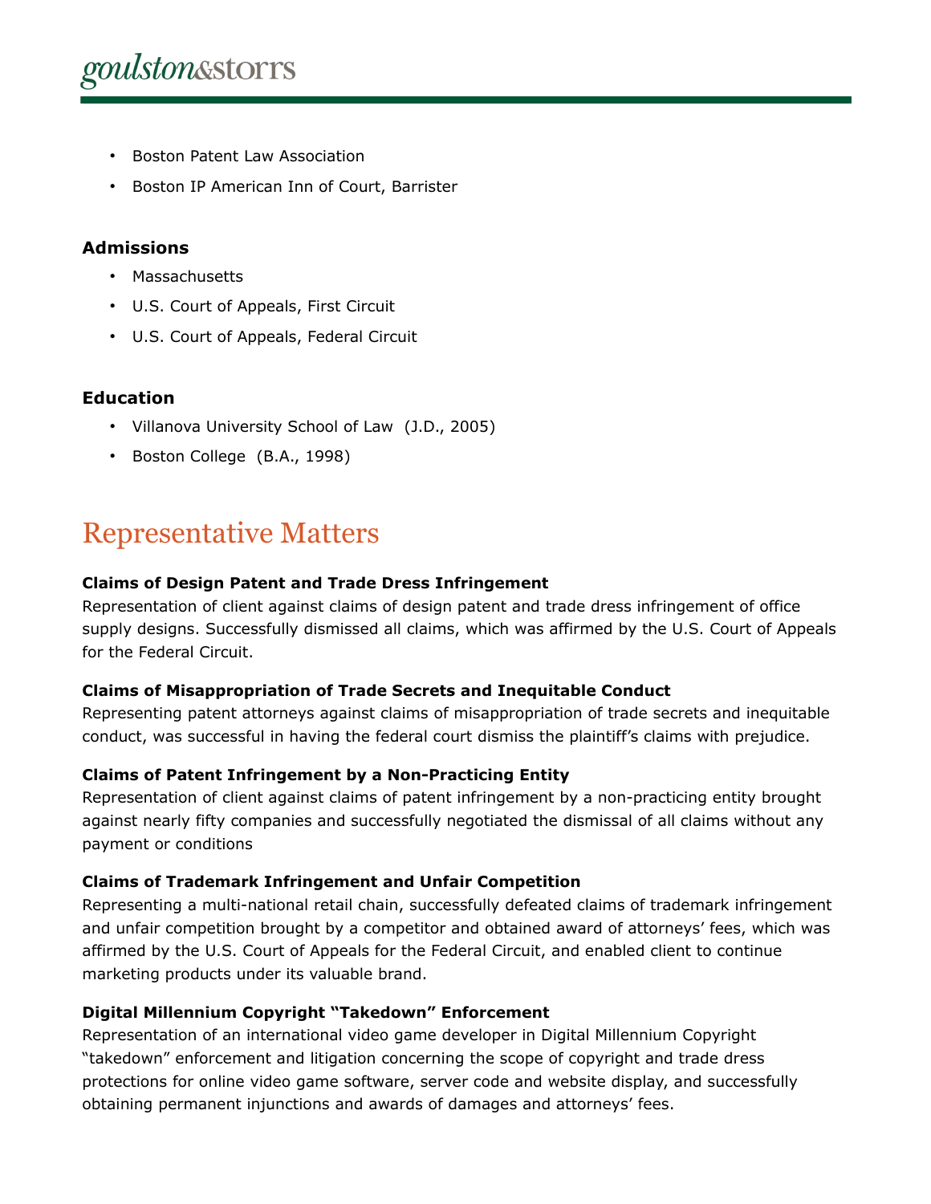- Boston Patent Law Association
- Boston IP American Inn of Court, Barrister

### Admissions

- Massachusetts
- U.S. Court of Appeals, First Circuit
- U.S. Court of Appeals, Federal Circuit

### Education

- Villanova University School of Law (J.D., 2005)
- Boston College (B.A., 1998)

## Representative Matters

**Claims of Design Patent and Trade Dress Infringement**
Representation of client against claims of design patent and trade dress infringement of office supply designs. Successfully dismissed all claims, which was affirmed by the U.S. Court of Appeals for the Federal Circuit.

**Claims of Misappropriation of Trade Secrets and Inequitable Conduct**
Representing patent attorneys against claims of misappropriation of trade secrets and inequitable conduct, was successful in having the federal court dismiss the plaintiff's claims with prejudice.

**Claims of Patent Infringement by a Non-Practicing Entity**
Representation of client against claims of patent infringement by a non-practicing entity brought against nearly fifty companies and successfully negotiated the dismissal of all claims without any payment or conditions

**Claims of Trademark Infringement and Unfair Competition**
Representing a multi-national retail chain, successfully defeated claims of trademark infringement and unfair competition brought by a competitor and obtained award of attorneys' fees, which was affirmed by the U.S. Court of Appeals for the Federal Circuit, and enabled client to continue marketing products under its valuable brand.

**Digital Millennium Copyright "Takedown" Enforcement**
Representation of an international video game developer in Digital Millennium Copyright "takedown" enforcement and litigation concerning the scope of copyright and trade dress protections for online video game software, server code and website display, and successfully obtaining permanent injunctions and awards of damages and attorneys' fees.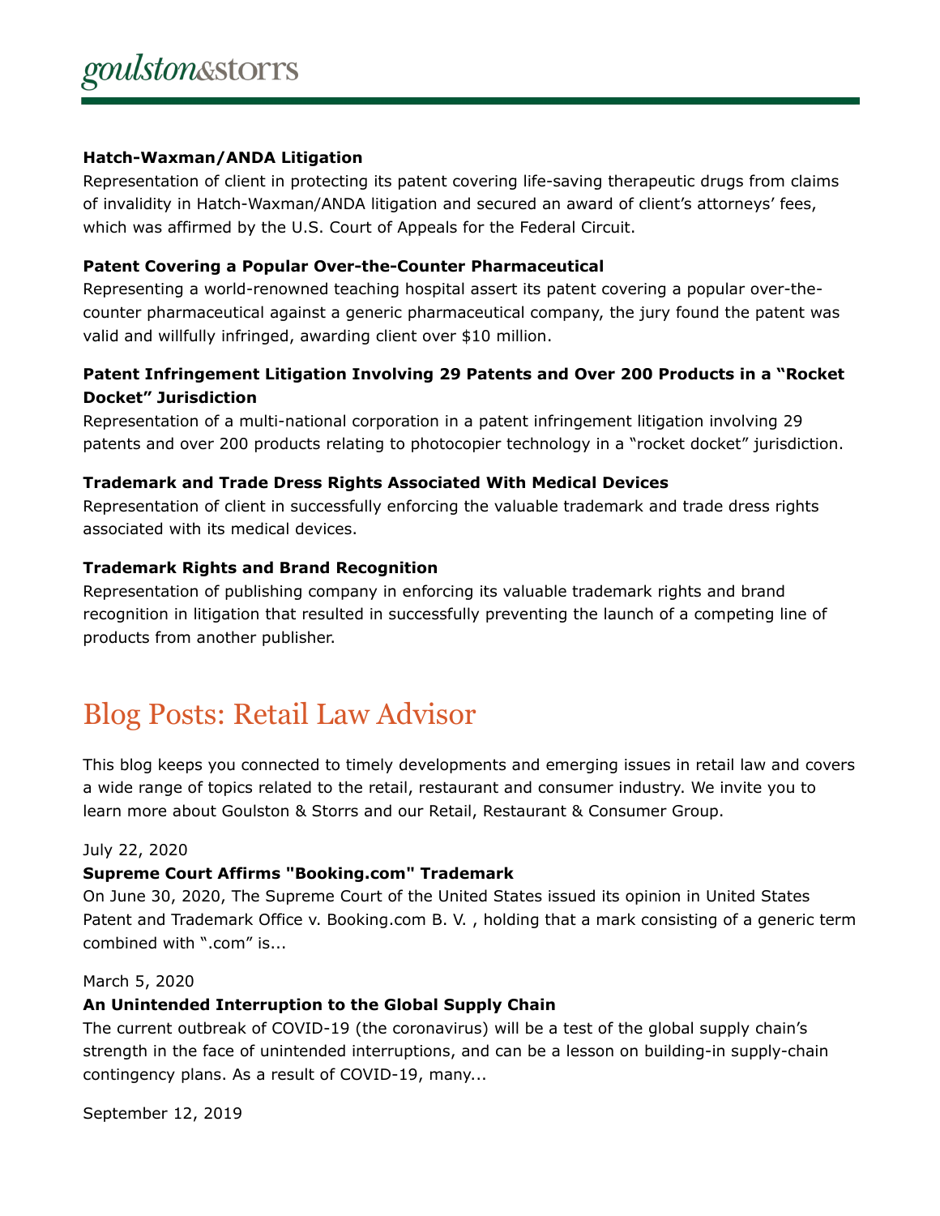### Hatch-Waxman/ANDA Litigation

Representation of client in protecting its patent covering life-saving therapeutic drugs from claims of invalidity in Hatch-Waxman/ANDA litigation and secured an award of client's attorneys' fees, which was affirmed by the U.S. Court of Appeals for the Federal Circuit.

### Patent Covering a Popular Over-the-Counter Pharmaceutical

Representing a world-renowned teaching hospital assert its patent covering a popular over-the-counter pharmaceutical against a generic pharmaceutical company, the jury found the patent was valid and willfully infringed, awarding client over $10 million.

### Patent Infringement Litigation Involving 29 Patents and Over 200 Products in a "Rocket Docket" Jurisdiction

Representation of a multi-national corporation in a patent infringement litigation involving 29 patents and over 200 products relating to photocopier technology in a "rocket docket" jurisdiction.

### Trademark and Trade Dress Rights Associated With Medical Devices

Representation of client in successfully enforcing the valuable trademark and trade dress rights associated with its medical devices.

### Trademark Rights and Brand Recognition

Representation of publishing company in enforcing its valuable trademark rights and brand recognition in litigation that resulted in successfully preventing the launch of a competing line of products from another publisher.

## Blog Posts: Retail Law Advisor

This blog keeps you connected to timely developments and emerging issues in retail law and covers a wide range of topics related to the retail, restaurant and consumer industry. We invite you to learn more about Goulston & Storrs and our Retail, Restaurant & Consumer Group.

July 22, 2020

**Supreme Court Affirms "Booking.com" Trademark**

On June 30, 2020, The Supreme Court of the United States issued its opinion in United States Patent and Trademark Office v. Booking.com B. V. , holding that a mark consisting of a generic term combined with ".com" is...

March 5, 2020

**An Unintended Interruption to the Global Supply Chain**

The current outbreak of COVID-19 (the coronavirus) will be a test of the global supply chain's strength in the face of unintended interruptions, and can be a lesson on building-in supply-chain contingency plans. As a result of COVID-19, many...

September 12, 2019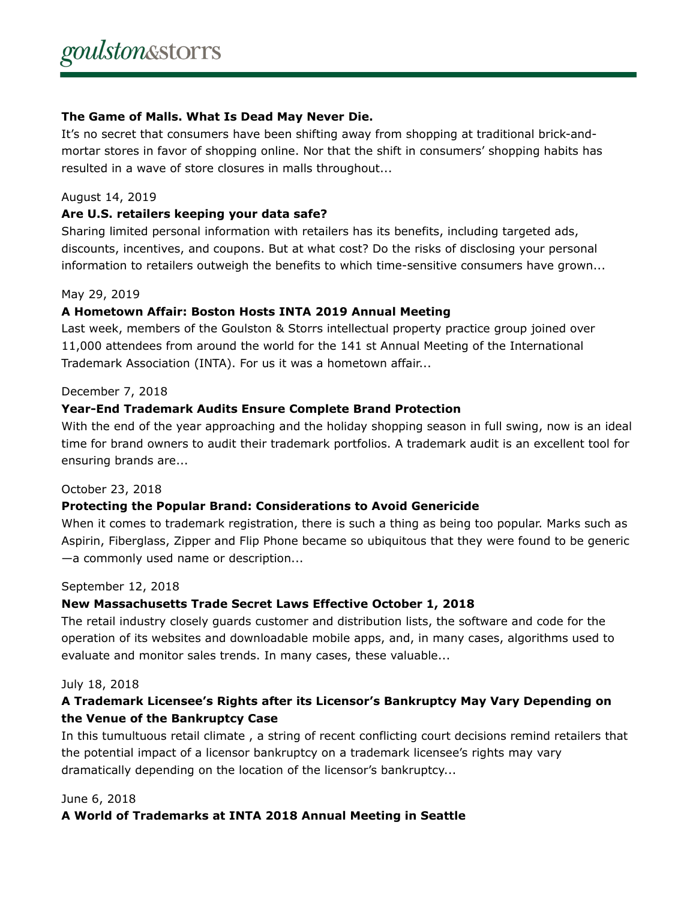**The Game of Malls. What Is Dead May Never Die.**

It's no secret that consumers have been shifting away from shopping at traditional brick-and-mortar stores in favor of shopping online. Nor that the shift in consumers' shopping habits has resulted in a wave of store closures in malls throughout...

August 14, 2019

**Are U.S. retailers keeping your data safe?**

Sharing limited personal information with retailers has its benefits, including targeted ads, discounts, incentives, and coupons. But at what cost? Do the risks of disclosing your personal information to retailers outweigh the benefits to which time-sensitive consumers have grown...

May 29, 2019

**A Hometown Affair: Boston Hosts INTA 2019 Annual Meeting**

Last week, members of the Goulston & Storrs intellectual property practice group joined over 11,000 attendees from around the world for the 141 st Annual Meeting of the International Trademark Association (INTA). For us it was a hometown affair...

December 7, 2018

**Year-End Trademark Audits Ensure Complete Brand Protection**

With the end of the year approaching and the holiday shopping season in full swing, now is an ideal time for brand owners to audit their trademark portfolios. A trademark audit is an excellent tool for ensuring brands are...

October 23, 2018

**Protecting the Popular Brand: Considerations to Avoid Genericide**

When it comes to trademark registration, there is such a thing as being too popular. Marks such as Aspirin, Fiberglass, Zipper and Flip Phone became so ubiquitous that they were found to be generic—a commonly used name or description...

September 12, 2018

**New Massachusetts Trade Secret Laws Effective October 1, 2018**

The retail industry closely guards customer and distribution lists, the software and code for the operation of its websites and downloadable mobile apps, and, in many cases, algorithms used to evaluate and monitor sales trends. In many cases, these valuable...

July 18, 2018

**A Trademark Licensee's Rights after its Licensor's Bankruptcy May Vary Depending on the Venue of the Bankruptcy Case**

In this tumultuous retail climate , a string of recent conflicting court decisions remind retailers that the potential impact of a licensor bankruptcy on a trademark licensee's rights may vary dramatically depending on the location of the licensor's bankruptcy...

June 6, 2018

**A World of Trademarks at INTA 2018 Annual Meeting in Seattle**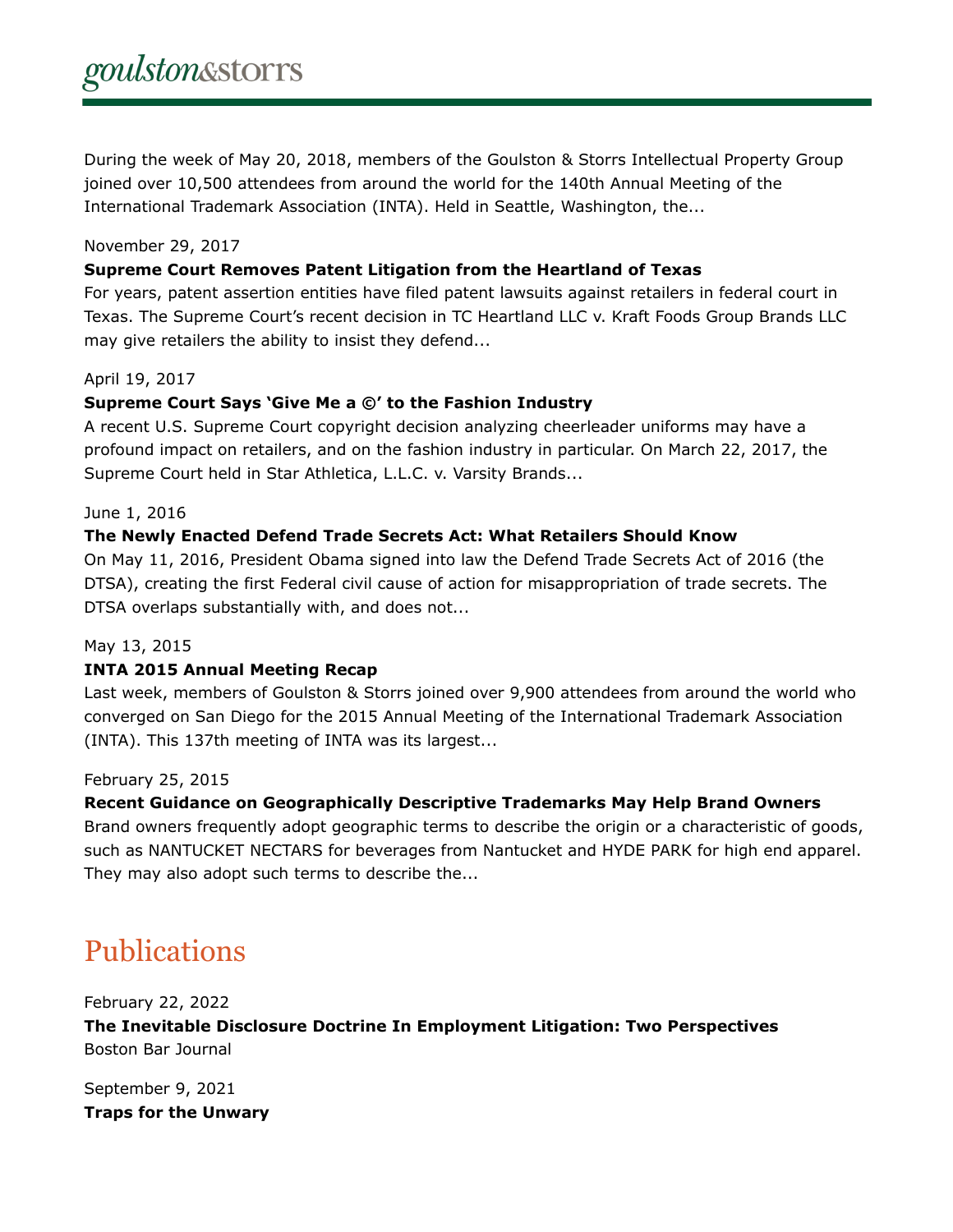During the week of May 20, 2018, members of the Goulston & Storrs Intellectual Property Group joined over 10,500 attendees from around the world for the 140th Annual Meeting of the International Trademark Association (INTA). Held in Seattle, Washington, the...

November 29, 2017

**Supreme Court Removes Patent Litigation from the Heartland of Texas**

For years, patent assertion entities have filed patent lawsuits against retailers in federal court in Texas. The Supreme Court's recent decision in TC Heartland LLC v. Kraft Foods Group Brands LLC may give retailers the ability to insist they defend...

April 19, 2017

**Supreme Court Says 'Give Me a ©' to the Fashion Industry**

A recent U.S. Supreme Court copyright decision analyzing cheerleader uniforms may have a profound impact on retailers, and on the fashion industry in particular. On March 22, 2017, the Supreme Court held in Star Athletica, L.L.C. v. Varsity Brands...

June 1, 2016

**The Newly Enacted Defend Trade Secrets Act: What Retailers Should Know**

On May 11, 2016, President Obama signed into law the Defend Trade Secrets Act of 2016 (the DTSA), creating the first Federal civil cause of action for misappropriation of trade secrets. The DTSA overlaps substantially with, and does not...

May 13, 2015

**INTA 2015 Annual Meeting Recap**

Last week, members of Goulston & Storrs joined over 9,900 attendees from around the world who converged on San Diego for the 2015 Annual Meeting of the International Trademark Association (INTA). This 137th meeting of INTA was its largest...

February 25, 2015

**Recent Guidance on Geographically Descriptive Trademarks May Help Brand Owners**

Brand owners frequently adopt geographic terms to describe the origin or a characteristic of goods, such as NANTUCKET NECTARS for beverages from Nantucket and HYDE PARK for high end apparel. They may also adopt such terms to describe the...

## Publications

February 22, 2022

**The Inevitable Disclosure Doctrine In Employment Litigation: Two Perspectives**

Boston Bar Journal

September 9, 2021

**Traps for the Unwary**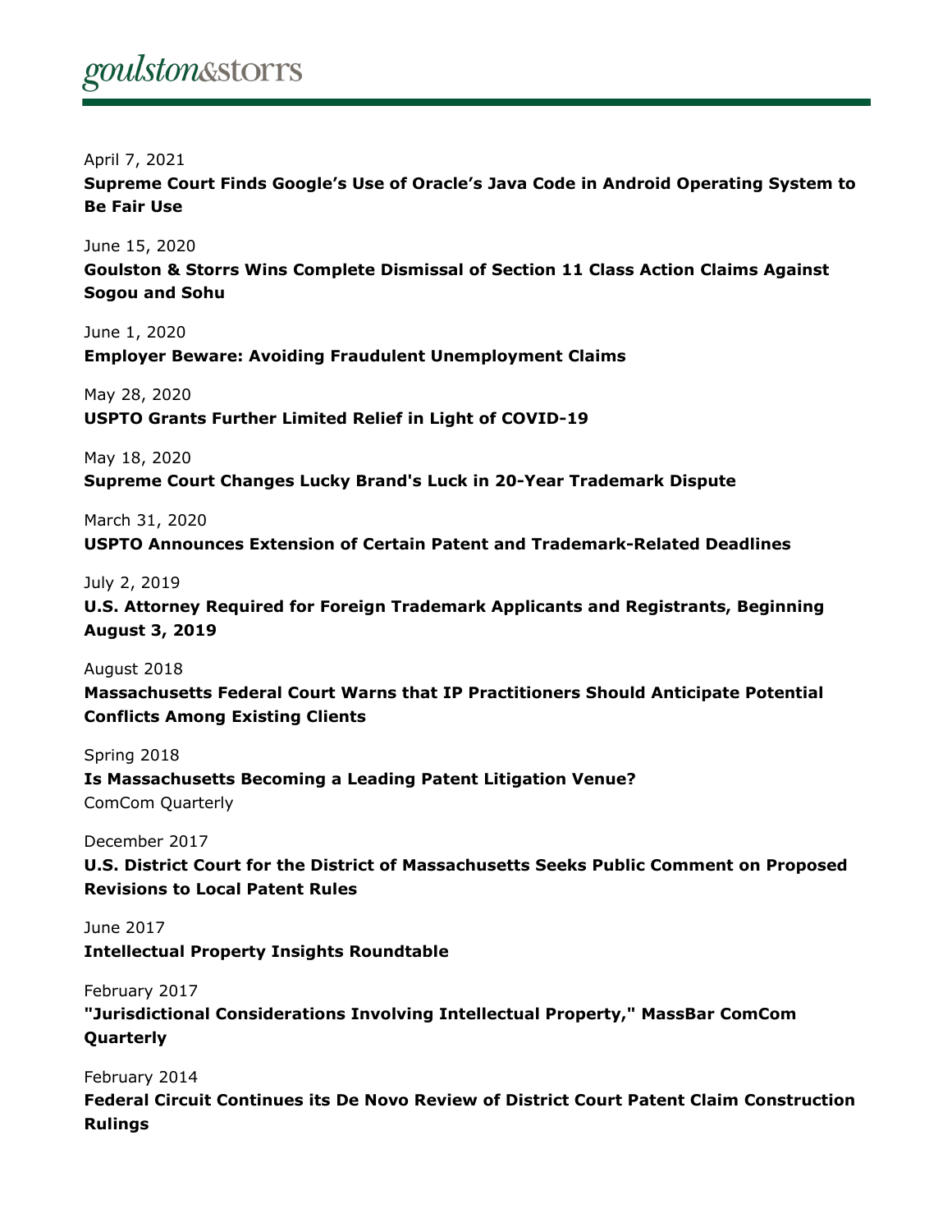April 7, 2021

**Supreme Court Finds Google's Use of Oracle's Java Code in Android Operating System to Be Fair Use**

June 15, 2020

**Goulston & Storrs Wins Complete Dismissal of Section 11 Class Action Claims Against Sogou and Sohu**

June 1, 2020

**Employer Beware: Avoiding Fraudulent Unemployment Claims**

May 28, 2020

**USPTO Grants Further Limited Relief in Light of COVID-19**

May 18, 2020

**Supreme Court Changes Lucky Brand's Luck in 20-Year Trademark Dispute**

March 31, 2020

**USPTO Announces Extension of Certain Patent and Trademark-Related Deadlines**

July 2, 2019

**U.S. Attorney Required for Foreign Trademark Applicants and Registrants, Beginning August 3, 2019**

August 2018

**Massachusetts Federal Court Warns that IP Practitioners Should Anticipate Potential Conflicts Among Existing Clients**

Spring 2018

**Is Massachusetts Becoming a Leading Patent Litigation Venue?**
ComCom Quarterly

December 2017

**U.S. District Court for the District of Massachusetts Seeks Public Comment on Proposed Revisions to Local Patent Rules**

June 2017

**Intellectual Property Insights Roundtable**

February 2017

**"Jurisdictional Considerations Involving Intellectual Property," MassBar ComCom Quarterly**

February 2014

**Federal Circuit Continues its De Novo Review of District Court Patent Claim Construction Rulings**